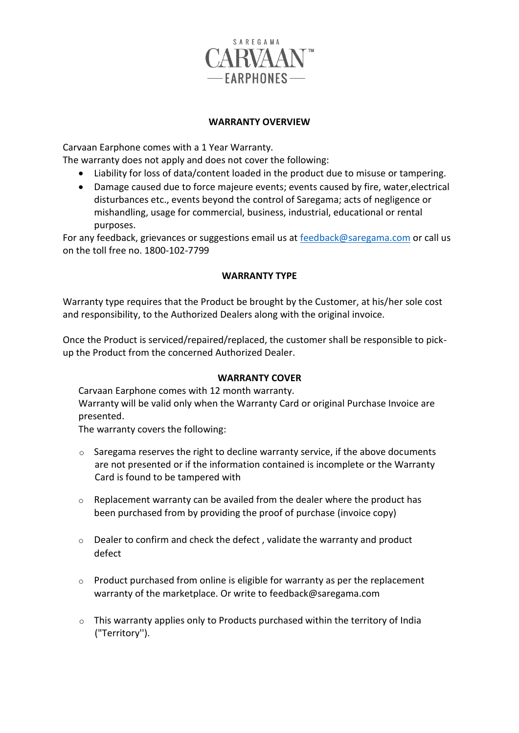SAREGAMA CARVAAN™ EARPHONES

## WARRANTY OVERVIEW

Carvaan Earphone comes with a 1 Year Warranty.
The warranty does not apply and does not cover the following:

- Liability for loss of data/content loaded in the product due to misuse or tampering.
- Damage caused due to force majeure events; events caused by fire, water,electrical disturbances etc., events beyond the control of Saregama; acts of negligence or mishandling, usage for commercial, business, industrial, educational or rental purposes.

For any feedback, grievances or suggestions email us at feedback@saregama.com or call us on the toll free no. 1800-102-7799

## WARRANTY TYPE

Warranty type requires that the Product be brought by the Customer, at his/her sole cost and responsibility, to the Authorized Dealers along with the original invoice.

Once the Product is serviced/repaired/replaced, the customer shall be responsible to pick-up the Product from the concerned Authorized Dealer.

## WARRANTY COVER

Carvaan Earphone comes with 12 month warranty.
Warranty will be valid only when the Warranty Card or original Purchase Invoice are presented.
The warranty covers the following:

- Saregama reserves the right to decline warranty service, if the above documents are not presented or if the information contained is incomplete or the Warranty Card is found to be tampered with
- Replacement warranty can be availed from the dealer where the product has been purchased from by providing the proof of purchase (invoice copy)
- Dealer to confirm and check the defect , validate the warranty and product defect
- Product purchased from online is eligible for warranty as per the replacement warranty of the marketplace. Or write to feedback@saregama.com
- This warranty applies only to Products purchased within the territory of India ("Territory").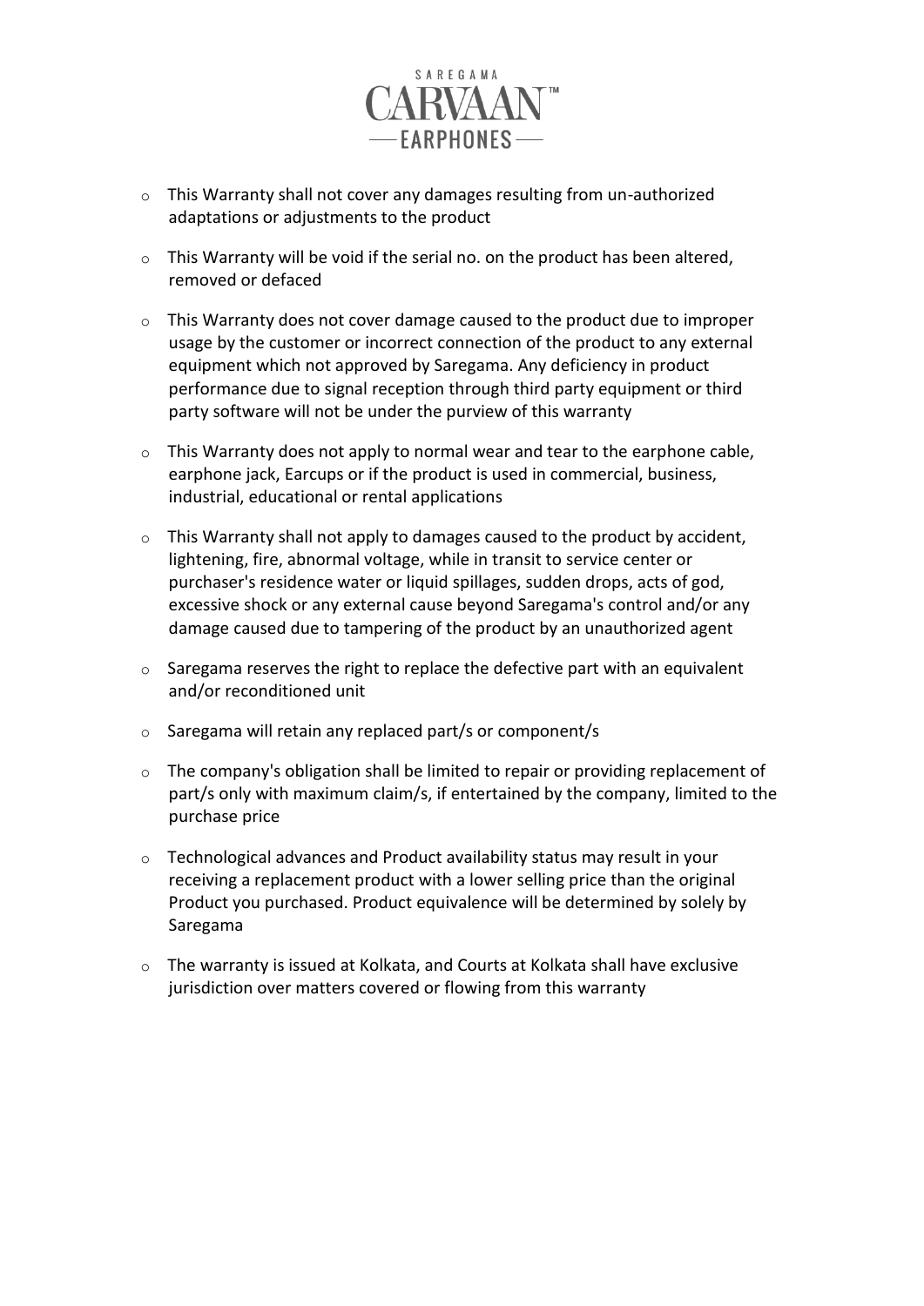- This Warranty shall not cover any damages resulting from un-authorized adaptations or adjustments to the product
- This Warranty will be void if the serial no. on the product has been altered, removed or defaced
- This Warranty does not cover damage caused to the product due to improper usage by the customer or incorrect connection of the product to any external equipment which not approved by Saregama. Any deficiency in product performance due to signal reception through third party equipment or third party software will not be under the purview of this warranty
- This Warranty does not apply to normal wear and tear to the earphone cable, earphone jack, Earcups or if the product is used in commercial, business, industrial, educational or rental applications
- This Warranty shall not apply to damages caused to the product by accident, lightening, fire, abnormal voltage, while in transit to service center or purchaser's residence water or liquid spillages, sudden drops, acts of god, excessive shock or any external cause beyond Saregama's control and/or any damage caused due to tampering of the product by an unauthorized agent
- Saregama reserves the right to replace the defective part with an equivalent and/or reconditioned unit
- Saregama will retain any replaced part/s or component/s
- The company's obligation shall be limited to repair or providing replacement of part/s only with maximum claim/s, if entertained by the company, limited to the purchase price
- Technological advances and Product availability status may result in your receiving a replacement product with a lower selling price than the original Product you purchased. Product equivalence will be determined by solely by Saregama
- The warranty is issued at Kolkata, and Courts at Kolkata shall have exclusive jurisdiction over matters covered or flowing from this warranty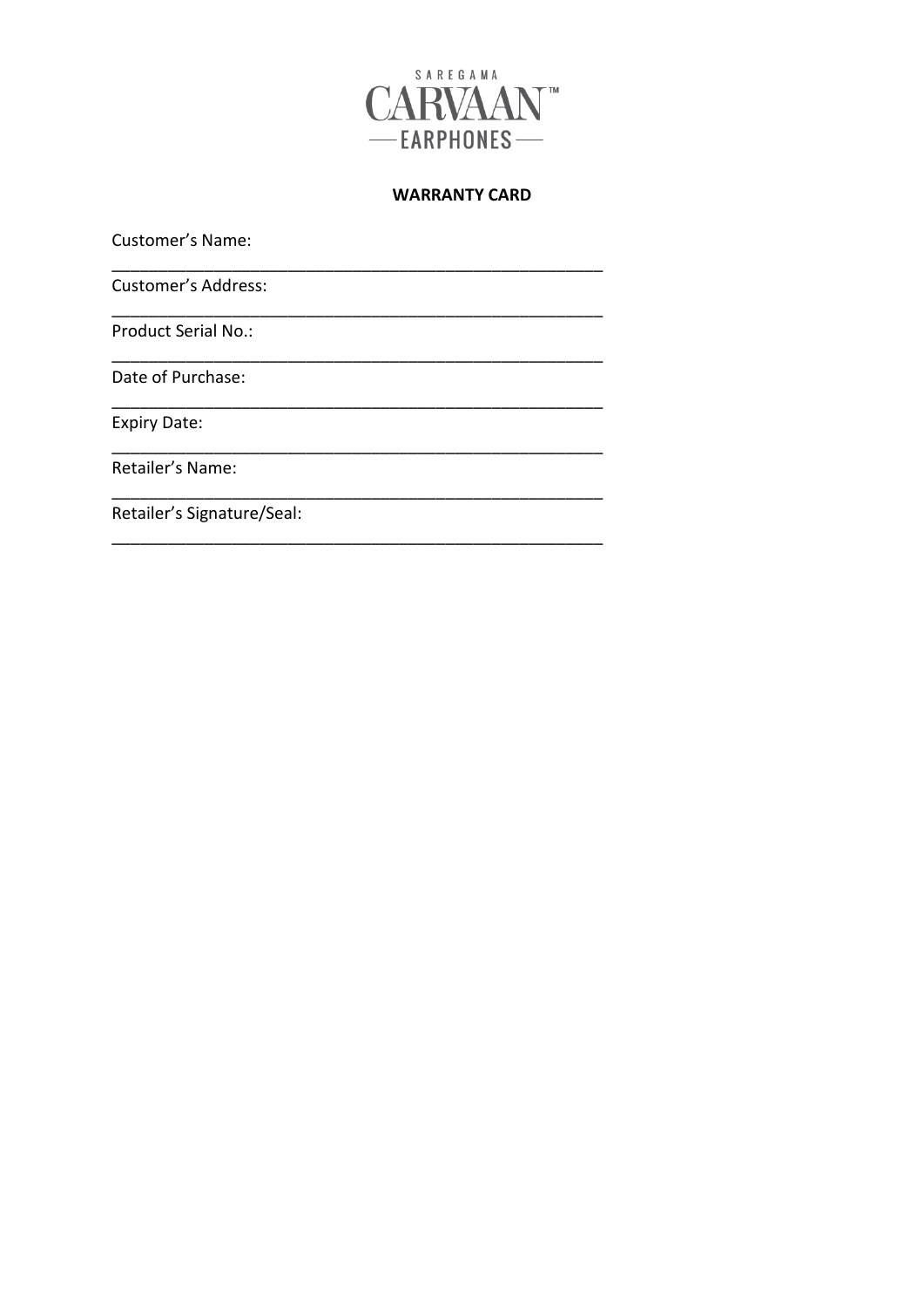SAREGAMA

CARVAAN™

— EARPHONES —

**WARRANTY CARD**

Customer's Name:
______________________________________________________

Customer's Address:
______________________________________________________

Product Serial No.:
______________________________________________________

Date of Purchase:
______________________________________________________

Expiry Date:
______________________________________________________

Retailer's Name:
______________________________________________________

Retailer's Signature/Seal:
______________________________________________________